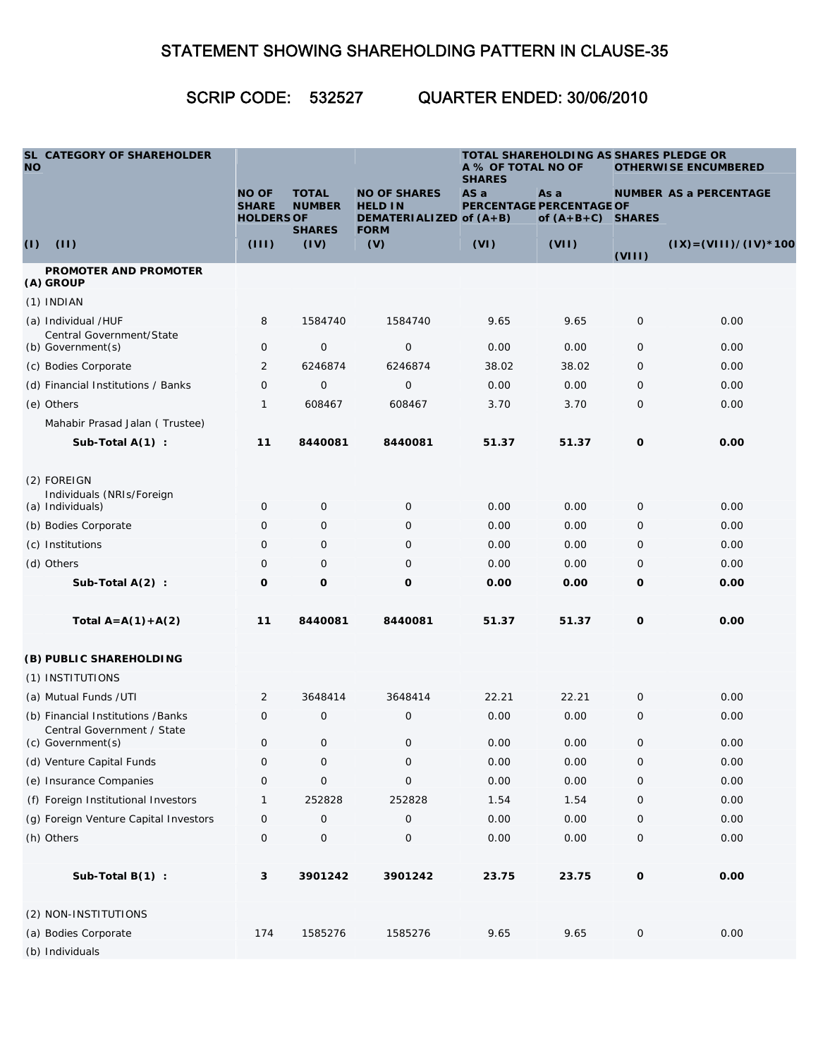# STATEMENT SHOWING SHAREHOLDING PATTERN IN CLAUSE-35

## SCRIP CODE: 532527 QUARTER ENDED: 30/06/2010

| SL NO | CATEGORY OF SHAREHOLDER | NO OF SHARE HOLDERS | TOTAL NUMBER OF SHARES | NO OF SHARES HELD IN DEMATERIALIZED FORM | TOTAL SHAREHOLDING AS A % OF TOTAL NO OF SHARES | | SHARES PLEDGE OR OTHERWISE ENCUMBERED | |
|---|---|---|---|---|---|---|---|---|
| | | | | | AS a PERCENTAGE of (A+B) | As a PERCENTAGE of (A+B+C) | NUMBER OF SHARES | AS a PERCENTAGE |
| (I) | (II) | (III) | (IV) | (V) | (VI) | (VII) | (VIII) | (IX)=(VIII)/(IV)*100 |
| (A) | **PROMOTER AND PROMOTER GROUP** | | | | | | | |
| (1) | INDIAN | | | | | | | |
| (a) | Individual /HUF | 8 | 1584740 | 1584740 | 9.65 | 9.65 | 0 | 0.00 |
| (b) | Central Government/State Government(s) | 0 | 0 | 0 | 0.00 | 0.00 | 0 | 0.00 |
| (c) | Bodies Corporate | 2 | 6246874 | 6246874 | 38.02 | 38.02 | 0 | 0.00 |
| (d) | Financial Institutions / Banks | 0 | 0 | 0 | 0.00 | 0.00 | 0 | 0.00 |
| (e) | Others | 1 | 608467 | 608467 | 3.70 | 3.70 | 0 | 0.00 |
| | Mahabir Prasad Jalan ( Trustee) | | | | | | | |
| | **Sub-Total A(1) :** | **11** | **8440081** | **8440081** | **51.37** | **51.37** | **0** | **0.00** |
| (2) | FOREIGN | | | | | | | |
| (a) | Individuals (NRIs/Foreign Individuals) | 0 | 0 | 0 | 0.00 | 0.00 | 0 | 0.00 |
| (b) | Bodies Corporate | 0 | 0 | 0 | 0.00 | 0.00 | 0 | 0.00 |
| (c) | Institutions | 0 | 0 | 0 | 0.00 | 0.00 | 0 | 0.00 |
| (d) | Others | 0 | 0 | 0 | 0.00 | 0.00 | 0 | 0.00 |
| | **Sub-Total A(2) :** | **0** | **0** | **0** | **0.00** | **0.00** | **0** | **0.00** |
| | **Total A=A(1)+A(2)** | **11** | **8440081** | **8440081** | **51.37** | **51.37** | **0** | **0.00** |
| (B) | **PUBLIC SHAREHOLDING** | | | | | | | |
| (1) | INSTITUTIONS | | | | | | | |
| (a) | Mutual Funds /UTI | 2 | 3648414 | 3648414 | 22.21 | 22.21 | 0 | 0.00 |
| (b) | Financial Institutions /Banks | 0 | 0 | 0 | 0.00 | 0.00 | 0 | 0.00 |
| (c) | Central Government / State Government(s) | 0 | 0 | 0 | 0.00 | 0.00 | 0 | 0.00 |
| (d) | Venture Capital Funds | 0 | 0 | 0 | 0.00 | 0.00 | 0 | 0.00 |
| (e) | Insurance Companies | 0 | 0 | 0 | 0.00 | 0.00 | 0 | 0.00 |
| (f) | Foreign Institutional Investors | 1 | 252828 | 252828 | 1.54 | 1.54 | 0 | 0.00 |
| (g) | Foreign Venture Capital Investors | 0 | 0 | 0 | 0.00 | 0.00 | 0 | 0.00 |
| (h) | Others | 0 | 0 | 0 | 0.00 | 0.00 | 0 | 0.00 |
| | **Sub-Total B(1) :** | **3** | **3901242** | **3901242** | **23.75** | **23.75** | **0** | **0.00** |
| (2) | NON-INSTITUTIONS | | | | | | | |
| (a) | Bodies Corporate | 174 | 1585276 | 1585276 | 9.65 | 9.65 | 0 | 0.00 |
| (b) | Individuals | | | | | | | |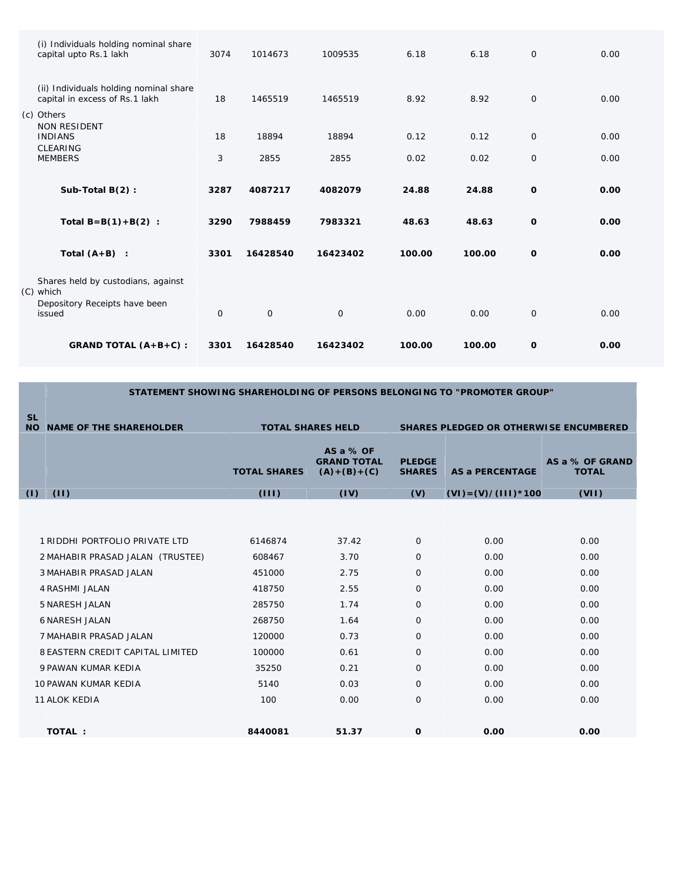| | | | | | | | |
|---|---|---|---|---|---|---|---|
| (i) Individuals holding nominal share capital upto Rs.1 lakh | 3074 | 1014673 | 1009535 | 6.18 | 6.18 | 0 | 0.00 |
| (ii) Individuals holding nominal share capital in excess of Rs.1 lakh | 18 | 1465519 | 1465519 | 8.92 | 8.92 | 0 | 0.00 |
| (c) Others | | | | | | | |
| NON RESIDENT INDIANS | 18 | 18894 | 18894 | 0.12 | 0.12 | 0 | 0.00 |
| CLEARING MEMBERS | 3 | 2855 | 2855 | 0.02 | 0.02 | 0 | 0.00 |
| **Sub-Total B(2) :** | **3287** | **4087217** | **4082079** | **24.88** | **24.88** | **0** | **0.00** |
| **Total B=B(1)+B(2) :** | **3290** | **7988459** | **7983321** | **48.63** | **48.63** | **0** | **0.00** |
| **Total (A+B) :** | **3301** | **16428540** | **16423402** | **100.00** | **100.00** | **0** | **0.00** |
| (C) Shares held by custodians, against which Depository Receipts have been issued | 0 | 0 | 0 | 0.00 | 0.00 | 0 | 0.00 |
| **GRAND TOTAL (A+B+C) :** | **3301** | **16428540** | **16423402** | **100.00** | **100.00** | **0** | **0.00** |

**STATEMENT SHOWING SHAREHOLDING OF PERSONS BELONGING TO "PROMOTER GROUP"**

| SL NO | NAME OF THE SHAREHOLDER | TOTAL SHARES HELD | | SHARES PLEDGED OR OTHERWISE ENCUMBERED | | |
|---|---|---|---|---|---|---|
| | | TOTAL SHARES | AS a % OF GRAND TOTAL (A)+(B)+(C) | PLEDGE SHARES | AS a PERCENTAGE | AS a % OF GRAND TOTAL |
| (I) | (II) | (III) | (IV) | (V) | (VI)=(V)/(III)*100 | (VII) |
| 1 | RIDDHI PORTFOLIO PRIVATE LTD | 6146874 | 37.42 | 0 | 0.00 | 0.00 |
| 2 | MAHABIR PRASAD JALAN (TRUSTEE) | 608467 | 3.70 | 0 | 0.00 | 0.00 |
| 3 | MAHABIR PRASAD JALAN | 451000 | 2.75 | 0 | 0.00 | 0.00 |
| 4 | RASHMI JALAN | 418750 | 2.55 | 0 | 0.00 | 0.00 |
| 5 | NARESH JALAN | 285750 | 1.74 | 0 | 0.00 | 0.00 |
| 6 | NARESH JALAN | 268750 | 1.64 | 0 | 0.00 | 0.00 |
| 7 | MAHABIR PRASAD JALAN | 120000 | 0.73 | 0 | 0.00 | 0.00 |
| 8 | EASTERN CREDIT CAPITAL LIMITED | 100000 | 0.61 | 0 | 0.00 | 0.00 |
| 9 | PAWAN KUMAR KEDIA | 35250 | 0.21 | 0 | 0.00 | 0.00 |
| 10 | PAWAN KUMAR KEDIA | 5140 | 0.03 | 0 | 0.00 | 0.00 |
| 11 | ALOK KEDIA | 100 | 0.00 | 0 | 0.00 | 0.00 |
| | **TOTAL :** | **8440081** | **51.37** | **0** | **0.00** | **0.00** |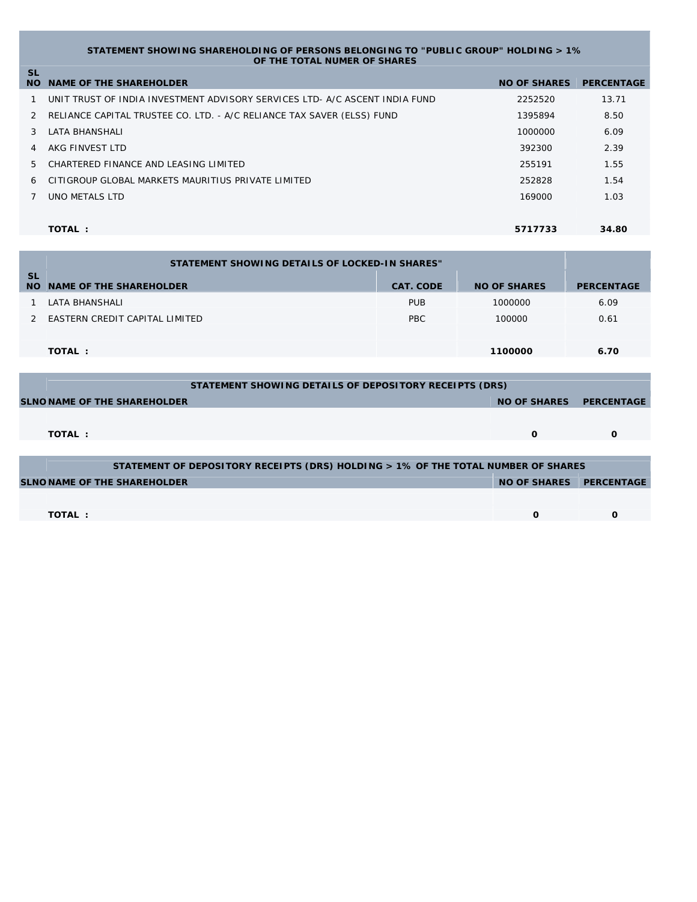**STATEMENT SHOWING SHAREHOLDING OF PERSONS BELONGING TO "PUBLIC GROUP" HOLDING > 1% OF THE TOTAL NUMER OF SHARES**

| SL NO | NAME OF THE SHAREHOLDER | NO OF SHARES | PERCENTAGE |
|---|---|---|---|
| 1 | UNIT TRUST OF INDIA INVESTMENT ADVISORY SERVICES LTD- A/C ASCENT INDIA FUND | 2252520 | 13.71 |
| 2 | RELIANCE CAPITAL TRUSTEE CO. LTD. - A/C RELIANCE TAX SAVER (ELSS) FUND | 1395894 | 8.50 |
| 3 | LATA BHANSHALI | 1000000 | 6.09 |
| 4 | AKG FINVEST LTD | 392300 | 2.39 |
| 5 | CHARTERED FINANCE AND LEASING LIMITED | 255191 | 1.55 |
| 6 | CITIGROUP GLOBAL MARKETS MAURITIUS PRIVATE LIMITED | 252828 | 1.54 |
| 7 | UNO METALS LTD | 169000 | 1.03 |
| | **TOTAL :** | **5717733** | **34.80** |

**STATEMENT SHOWING DETAILS OF LOCKED-IN SHARES"**

| SL NO | NAME OF THE SHAREHOLDER | CAT. CODE | NO OF SHARES | PERCENTAGE |
|---|---|---|---|---|
| 1 | LATA BHANSHALI | PUB | 1000000 | 6.09 |
| 2 | EASTERN CREDIT CAPITAL LIMITED | PBC | 100000 | 0.61 |
| | **TOTAL :** | | **1100000** | **6.70** |

**STATEMENT SHOWING DETAILS OF DEPOSITORY RECEIPTS (DRS)**

| SLNO | NAME OF THE SHAREHOLDER | NO OF SHARES | PERCENTAGE |
|---|---|---|---|
| | **TOTAL :** | **0** | **0** |

**STATEMENT OF DEPOSITORY RECEIPTS (DRS) HOLDING > 1% OF THE TOTAL NUMBER OF SHARES**

| SLNO | NAME OF THE SHAREHOLDER | NO OF SHARES | PERCENTAGE |
|---|---|---|---|
| | **TOTAL :** | **0** | **0** |